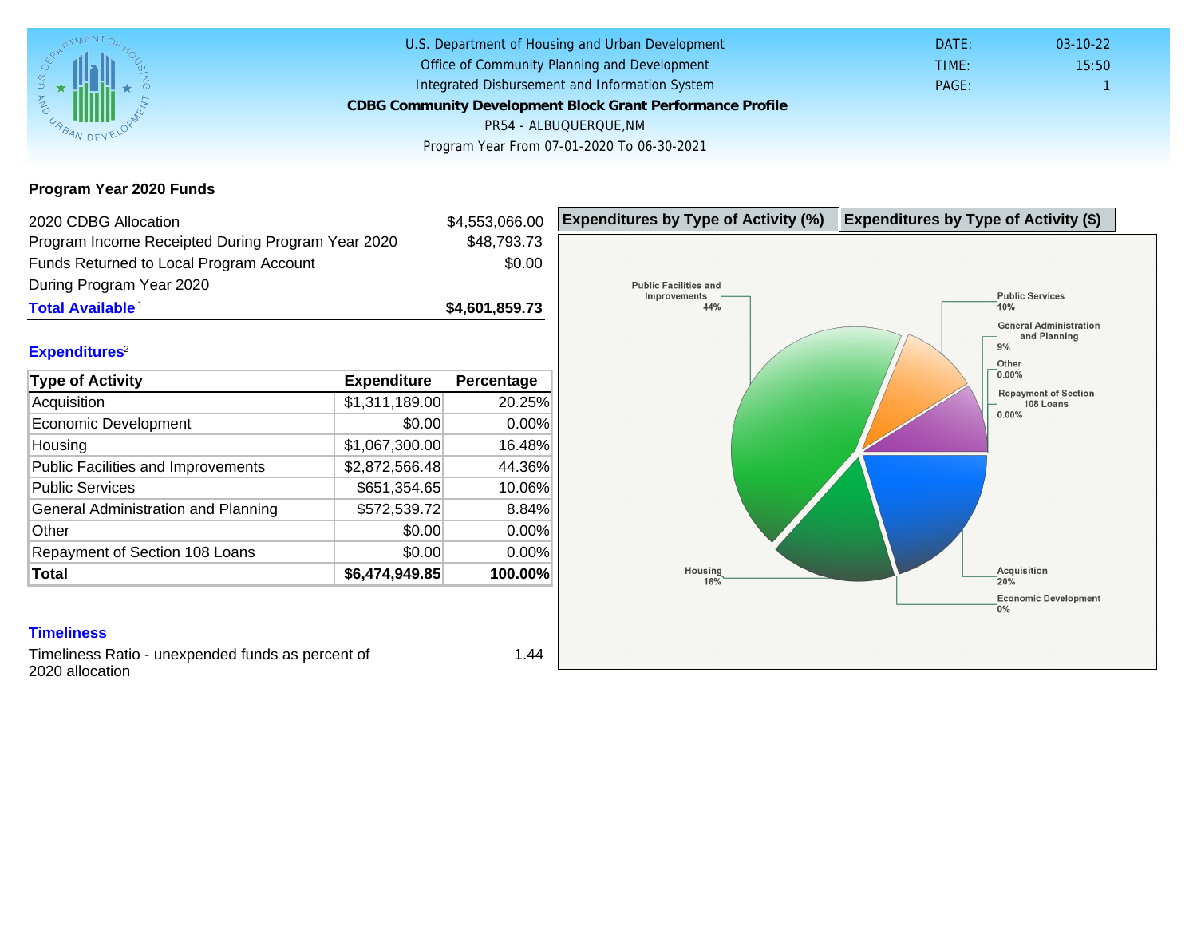U.S. Department of Housing and Urban Development
Office of Community Planning and Development
Integrated Disbursement and Information System

# CDBG Community Development Block Grant Performance Profile

PR54 - ALBUQUERQUE,NM

Program Year From 07-01-2020 To 06-30-2021

DATE: 03-10-22
TIME: 15:50
PAGE: 1

## Program Year 2020 Funds

| | |
|---|---|
| 2020 CDBG Allocation | $4,553,066.00 |
| Program Income Receipted During Program Year 2020 | $48,793.73 |
| Funds Returned to Local Program Account During Program Year 2020 | $0.00 |
| **Total Available**[1] | **$4,601,859.73** |

## Expenditures[2]

| Type of Activity | Expenditure | Percentage |
|---|---|---|
| Acquisition | $1,311,189.00 | 20.25% |
| Economic Development | $0.00 | 0.00% |
| Housing | $1,067,300.00 | 16.48% |
| Public Facilities and Improvements | $2,872,566.48 | 44.36% |
| Public Services | $651,354.65 | 10.06% |
| General Administration and Planning | $572,539.72 | 8.84% |
| Other | $0.00 | 0.00% |
| Repayment of Section 108 Loans | $0.00 | 0.00% |
| **Total** | **$6,474,949.85** | **100.00%** |

## Timeliness

Timeliness Ratio - unexpended funds as percent of 2020 allocation: 1.44

**Expenditures by Type of Activity (%)** | **Expenditures by Type of Activity ($)**

Public Facilities and Improvements 44%
Public Services 10%
General Administration and Planning 9%
Other 0.00%
Repayment of Section 108 Loans 0.00%
Housing 16%
Acquisition 20%
Economic Development 0%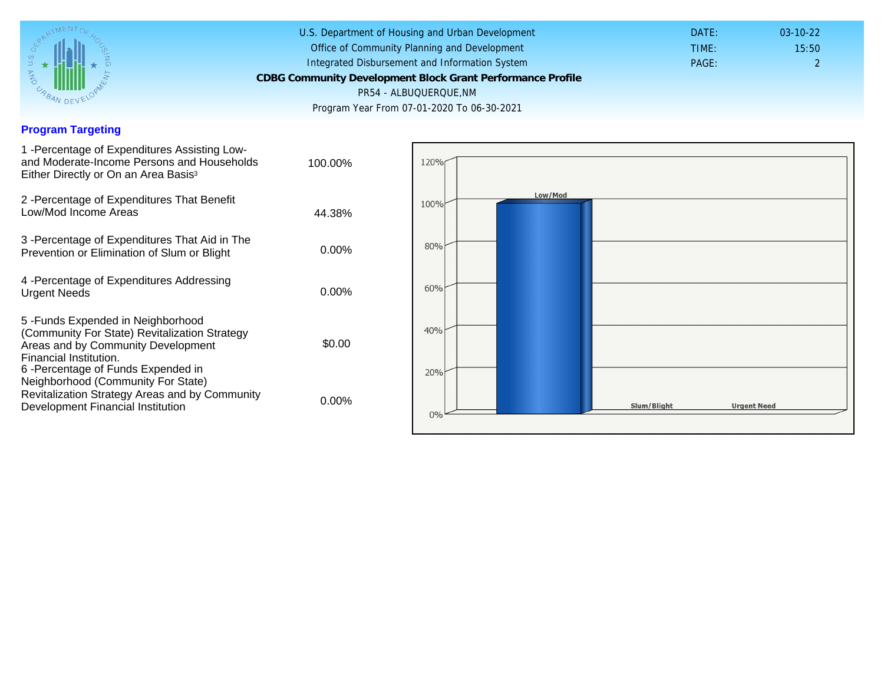## Program Targeting

| | |
|---|---|
| 1 -Percentage of Expenditures Assisting Low- and Moderate-Income Persons and Households Either Directly or On an Area Basis[3] | 100.00% |
| 2 -Percentage of Expenditures That Benefit Low/Mod Income Areas | 44.38% |
| 3 -Percentage of Expenditures That Aid in The Prevention or Elimination of Slum or Blight | 0.00% |
| 4 -Percentage of Expenditures Addressing Urgent Needs | 0.00% |
| 5 -Funds Expended in Neighborhood (Community For State) Revitalization Strategy Areas and by Community Development Financial Institution. | $0.00 |
| 6 -Percentage of Funds Expended in Neighborhood (Community For State) Revitalization Strategy Areas and by Community Development Financial Institution | 0.00% |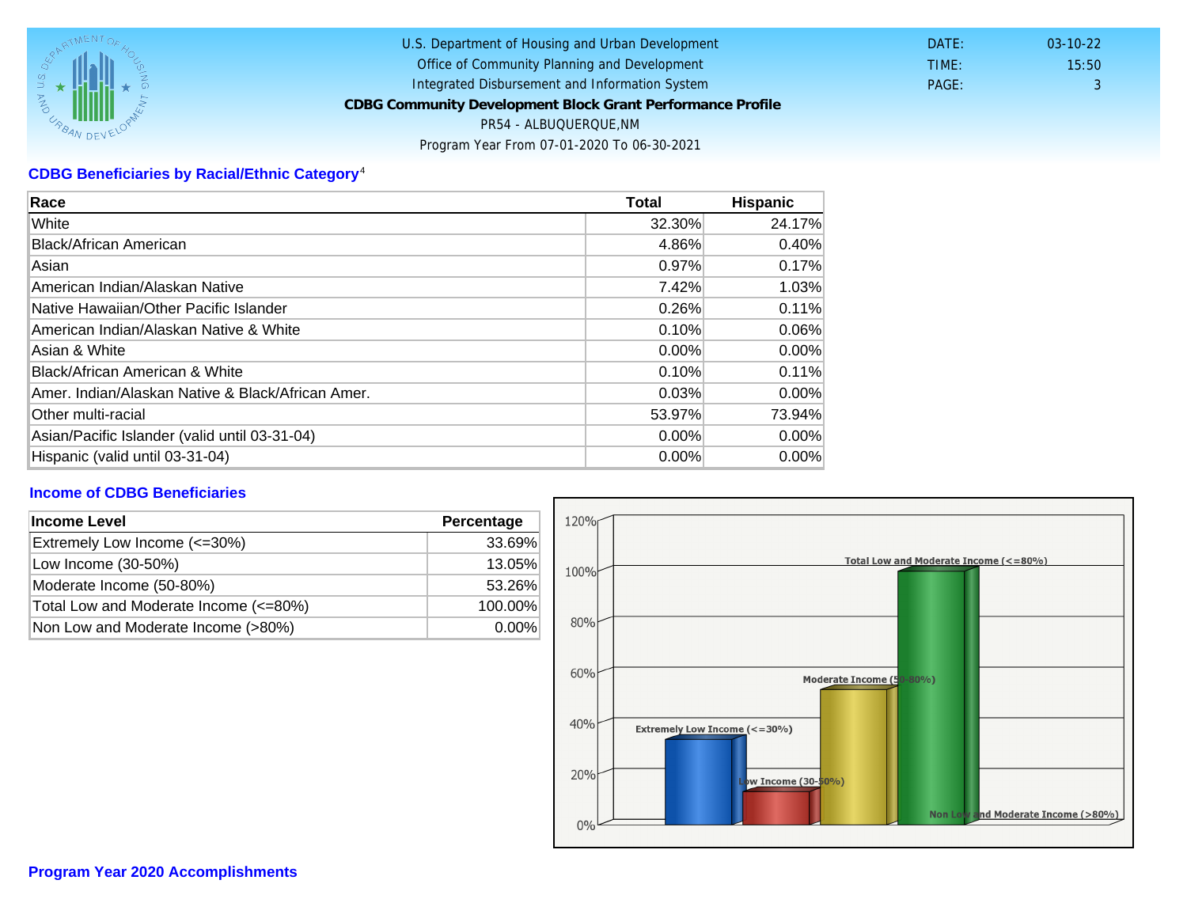U.S. Department of Housing and Urban Development
Office of Community Planning and Development
Integrated Disbursement and Information System
**CDBG Community Development Block Grant Performance Profile**
PR54 - ALBUQUERQUE,NM
Program Year From 07-01-2020 To 06-30-2021

DATE: 03-10-22
TIME: 15:50
PAGE: 3

## CDBG Beneficiaries by Racial/Ethnic Category[4]

| Race | Total | Hispanic |
|---|---|---|
| White | 32.30% | 24.17% |
| Black/African American | 4.86% | 0.40% |
| Asian | 0.97% | 0.17% |
| American Indian/Alaskan Native | 7.42% | 1.03% |
| Native Hawaiian/Other Pacific Islander | 0.26% | 0.11% |
| American Indian/Alaskan Native & White | 0.10% | 0.06% |
| Asian & White | 0.00% | 0.00% |
| Black/African American & White | 0.10% | 0.11% |
| Amer. Indian/Alaskan Native & Black/African Amer. | 0.03% | 0.00% |
| Other multi-racial | 53.97% | 73.94% |
| Asian/Pacific Islander (valid until 03-31-04) | 0.00% | 0.00% |
| Hispanic (valid until 03-31-04) | 0.00% | 0.00% |

## Income of CDBG Beneficiaries

| Income Level | Percentage |
|---|---|
| Extremely Low Income (<=30%) | 33.69% |
| Low Income (30-50%) | 13.05% |
| Moderate Income (50-80%) | 53.26% |
| Total Low and Moderate Income (<=80%) | 100.00% |
| Non Low and Moderate Income (>80%) | 0.00% |

## Program Year 2020 Accomplishments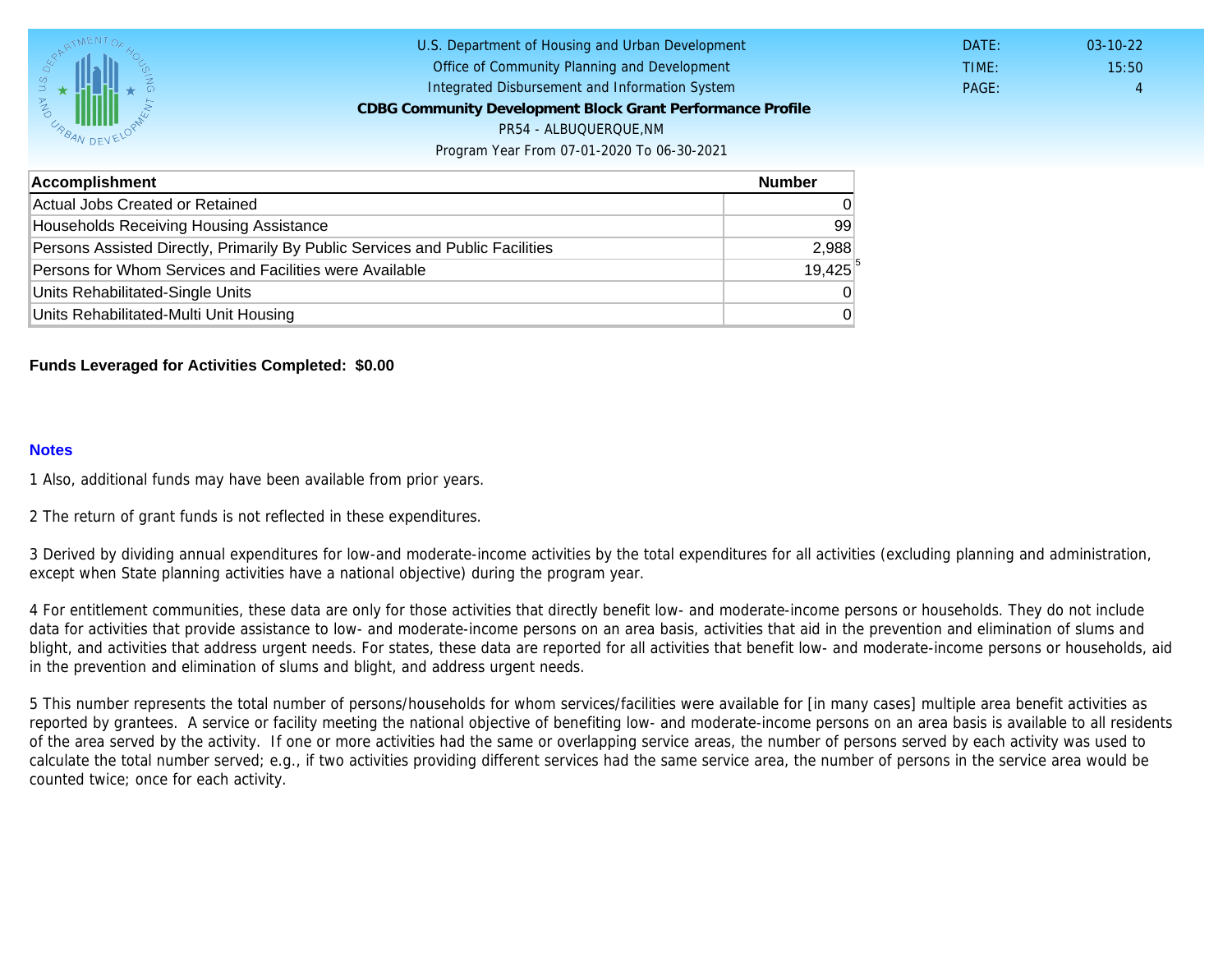U.S. Department of Housing and Urban Development
Office of Community Planning and Development
Integrated Disbursement and Information System
**CDBG Community Development Block Grant Performance Profile**
PR54 - ALBUQUERQUE,NM
Program Year From 07-01-2020 To 06-30-2021

DATE: 03-10-22
TIME: 15:50

| Accomplishment | Number |
| --- | --- |
| Actual Jobs Created or Retained | 0 |
| Households Receiving Housing Assistance | 99 |
| Persons Assisted Directly, Primarily By Public Services and Public Facilities | 2,988 |
| Persons for Whom Services and Facilities were Available | 19,425 [5] |
| Units Rehabilitated-Single Units | 0 |
| Units Rehabilitated-Multi Unit Housing | 0 |

**Funds Leveraged for Activities Completed: $0.00**

## Notes

1 Also, additional funds may have been available from prior years.

2 The return of grant funds is not reflected in these expenditures.

3 Derived by dividing annual expenditures for low-and moderate-income activities by the total expenditures for all activities (excluding planning and administration, except when State planning activities have a national objective) during the program year.

4 For entitlement communities, these data are only for those activities that directly benefit low- and moderate-income persons or households. They do not include data for activities that provide assistance to low- and moderate-income persons on an area basis, activities that aid in the prevention and elimination of slums and blight, and activities that address urgent needs. For states, these data are reported for all activities that benefit low- and moderate-income persons or households, aid in the prevention and elimination of slums and blight, and address urgent needs.

5 This number represents the total number of persons/households for whom services/facilities were available for [in many cases] multiple area benefit activities as reported by grantees. A service or facility meeting the national objective of benefiting low- and moderate-income persons on an area basis is available to all residents of the area served by the activity. If one or more activities had the same or overlapping service areas, the number of persons served by each activity was used to calculate the total number served; e.g., if two activities providing different services had the same service area, the number of persons in the service area would be counted twice; once for each activity.